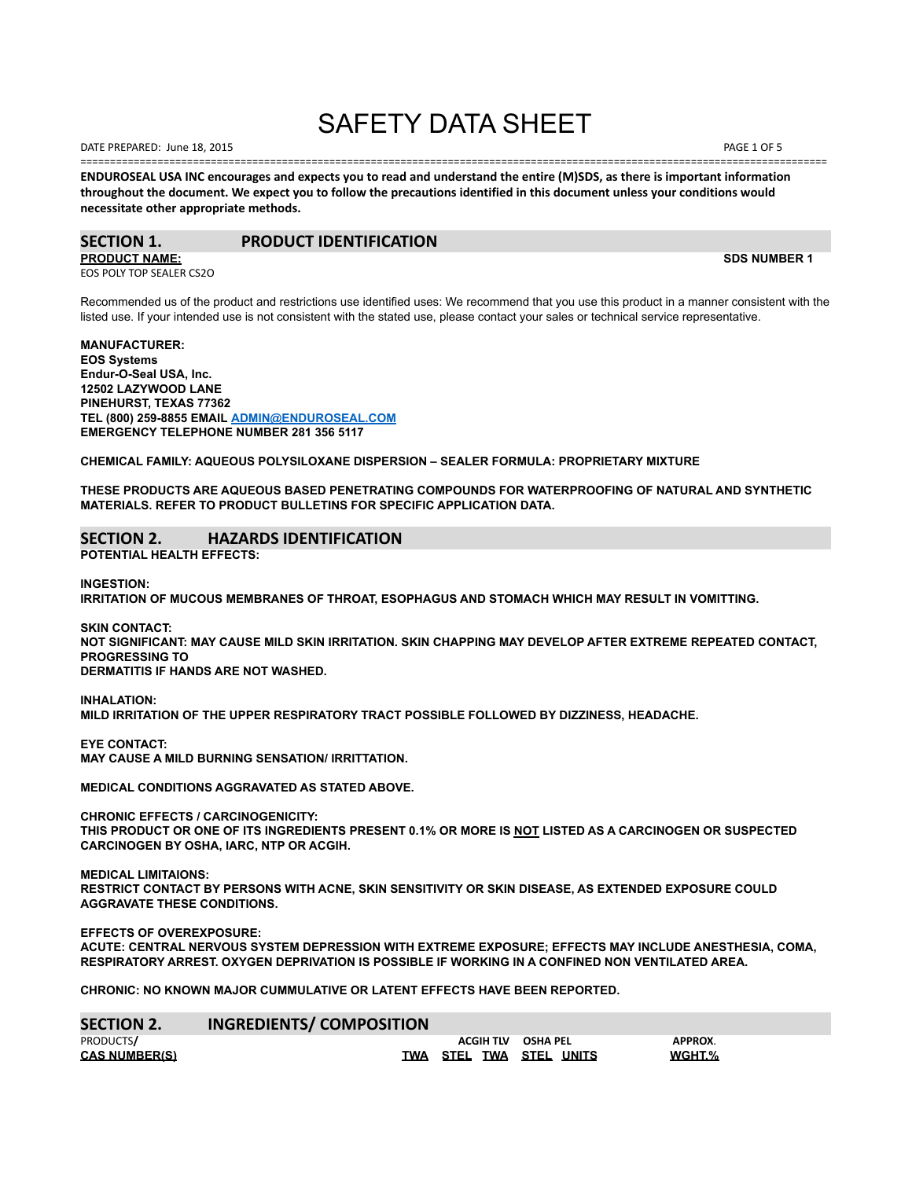# SAFETY DATA SHEET

DATE PREPARED: June 18, 2015

**ENDUROSEAL USA INC encourages and expects you to read and understand the entire (M)SDS, as there is important information throughout the document. We expect you to follow the precautions identified in this document unless your conditions would necessitate other appropriate methods.**

## SECTION 1. PRODUCT IDENTIFICATION

**PRODUCT NAME:** **SDS NUMBER 1**

EOS POLY TOP SEALER CS2O

Recommended us of the product and restrictions use identified uses: We recommend that you use this product in a manner consistent with the listed use. If your intended use is not consistent with the stated use, please contact your sales or technical service representative.

**MANUFACTURER:**
**EOS Systems**
**Endur-O-Seal USA, Inc.**
**12502 LAZYWOOD LANE**
**PINEHURST, TEXAS 77362**
**TEL (800) 259-8855 EMAIL ADMIN@ENDUROSEAL.COM**
**EMERGENCY TELEPHONE NUMBER 281 356 5117**

**CHEMICAL FAMILY: AQUEOUS POLYSILOXANE DISPERSION – SEALER FORMULA: PROPRIETARY MIXTURE**

**THESE PRODUCTS ARE AQUEOUS BASED PENETRATING COMPOUNDS FOR WATERPROOFING OF NATURAL AND SYNTHETIC MATERIALS. REFER TO PRODUCT BULLETINS FOR SPECIFIC APPLICATION DATA.**

## SECTION 2. HAZARDS IDENTIFICATION

**POTENTIAL HEALTH EFFECTS:**

**INGESTION:**
**IRRITATION OF MUCOUS MEMBRANES OF THROAT, ESOPHAGUS AND STOMACH WHICH MAY RESULT IN VOMITTING.**

**SKIN CONTACT:**
**NOT SIGNIFICANT: MAY CAUSE MILD SKIN IRRITATION. SKIN CHAPPING MAY DEVELOP AFTER EXTREME REPEATED CONTACT, PROGRESSING TO**
**DERMATITIS IF HANDS ARE NOT WASHED.**

**INHALATION:**
**MILD IRRITATION OF THE UPPER RESPIRATORY TRACT POSSIBLE FOLLOWED BY DIZZINESS, HEADACHE.**

**EYE CONTACT:**
**MAY CAUSE A MILD BURNING SENSATION/ IRRITTATION.**

**MEDICAL CONDITIONS AGGRAVATED AS STATED ABOVE.**

**CHRONIC EFFECTS / CARCINOGENICITY:**
**THIS PRODUCT OR ONE OF ITS INGREDIENTS PRESENT 0.1% OR MORE IS NOT LISTED AS A CARCINOGEN OR SUSPECTED CARCINOGEN BY OSHA, IARC, NTP OR ACGIH.**

**MEDICAL LIMITAIONS:**
**RESTRICT CONTACT BY PERSONS WITH ACNE, SKIN SENSITIVITY OR SKIN DISEASE, AS EXTENDED EXPOSURE COULD AGGRAVATE THESE CONDITIONS.**

**EFFECTS OF OVEREXPOSURE:**
**ACUTE: CENTRAL NERVOUS SYSTEM DEPRESSION WITH EXTREME EXPOSURE; EFFECTS MAY INCLUDE ANESTHESIA, COMA, RESPIRATORY ARREST. OXYGEN DEPRIVATION IS POSSIBLE IF WORKING IN A CONFINED NON VENTILATED AREA.**

**CHRONIC: NO KNOWN MAJOR CUMMULATIVE OR LATENT EFFECTS HAVE BEEN REPORTED.**

## SECTION 2. INGREDIENTS/ COMPOSITION

| PRODUCTS/ CAS NUMBER(S) | ACGIH TLV TWA | STEL | OSHA PEL TWA | STEL | UNITS | APPROX. WGHT.% |
|---|---|---|---|---|---|---|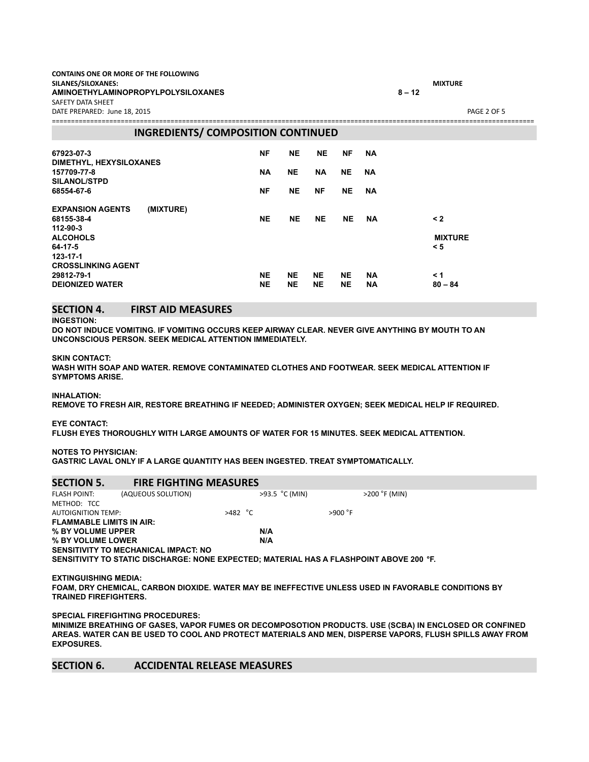CONTAINS ONE OR MORE OF THE FOLLOWING SILANES/SILOXANES: MIXTURE

AMINOETHYLAMINOPROPYLPOLYSILOXANES 8 – 12

SAFETY DATA SHEET

DATE PREPARED: June 18, 2015

## INGREDIENTS/ COMPOSITION CONTINUED

| | | | | | | |
|---|---|---|---|---|---|---|
| 67923-07-3 | NF | NE | NE | NF | NA | |
| DIMETHYL, HEXYSILOXANES | | | | | | |
| 157709-77-8 | NA | NE | NA | NE | NA | |
| SILANOL/STPD | | | | | | |
| 68554-67-6 | NF | NE | NF | NE | NA | |
| EXPANSION AGENTS (MIXTURE) | | | | | | |
| 68155-38-4 | NE | NE | NE | NE | NA | < 2 |
| 112-90-3 | | | | | | |
| ALCOHOLS | | | | | | MIXTURE |
| 64-17-5 | | | | | | < 5 |
| 123-17-1 | | | | | | |
| CROSSLINKING AGENT | | | | | | |
| 29812-79-1 | NE | NE | NE | NE | NA | < 1 |
| DEIONIZED WATER | NE | NE | NE | NE | NA | 80 – 84 |

## SECTION 4. FIRST AID MEASURES

**INGESTION:**
**DO NOT INDUCE VOMITING. IF VOMITING OCCURS KEEP AIRWAY CLEAR. NEVER GIVE ANYTHING BY MOUTH TO AN UNCONSCIOUS PERSON. SEEK MEDICAL ATTENTION IMMEDIATELY.**

**SKIN CONTACT:**
**WASH WITH SOAP AND WATER. REMOVE CONTAMINATED CLOTHES AND FOOTWEAR. SEEK MEDICAL ATTENTION IF SYMPTOMS ARISE.**

**INHALATION:**
**REMOVE TO FRESH AIR, RESTORE BREATHING IF NEEDED; ADMINISTER OXYGEN; SEEK MEDICAL HELP IF REQUIRED.**

**EYE CONTACT:**
**FLUSH EYES THOROUGHLY WITH LARGE AMOUNTS OF WATER FOR 15 MINUTES. SEEK MEDICAL ATTENTION.**

**NOTES TO PHYSICIAN:**
**GASTRIC LAVAL ONLY IF A LARGE QUANTITY HAS BEEN INGESTED. TREAT SYMPTOMATICALLY.**

## SECTION 5. FIRE FIGHTING MEASURES

FLASH POINT: (AQUEOUS SOLUTION) >93.5 °C (MIN) >200 °F (MIN)

METHOD: TCC

AUTOIGNITION TEMP: >482 °C >900 °F

**FLAMMABLE LIMITS IN AIR:**
**% BY VOLUME UPPER N/A**
**% BY VOLUME LOWER N/A**
**SENSITIVITY TO MECHANICAL IMPACT: NO**
**SENSITIVITY TO STATIC DISCHARGE: NONE EXPECTED; MATERIAL HAS A FLASHPOINT ABOVE 200 °F.**

**EXTINGUISHING MEDIA:**
**FOAM, DRY CHEMICAL, CARBON DIOXIDE. WATER MAY BE INEFFECTIVE UNLESS USED IN FAVORABLE CONDITIONS BY TRAINED FIREFIGHTERS.**

**SPECIAL FIREFIGHTING PROCEDURES:**
**MINIMIZE BREATHING OF GASES, VAPOR FUMES OR DECOMPOSOTION PRODUCTS. USE (SCBA) IN ENCLOSED OR CONFINED AREAS. WATER CAN BE USED TO COOL AND PROTECT MATERIALS AND MEN, DISPERSE VAPORS, FLUSH SPILLS AWAY FROM EXPOSURES.**

## SECTION 6. ACCIDENTAL RELEASE MEASURES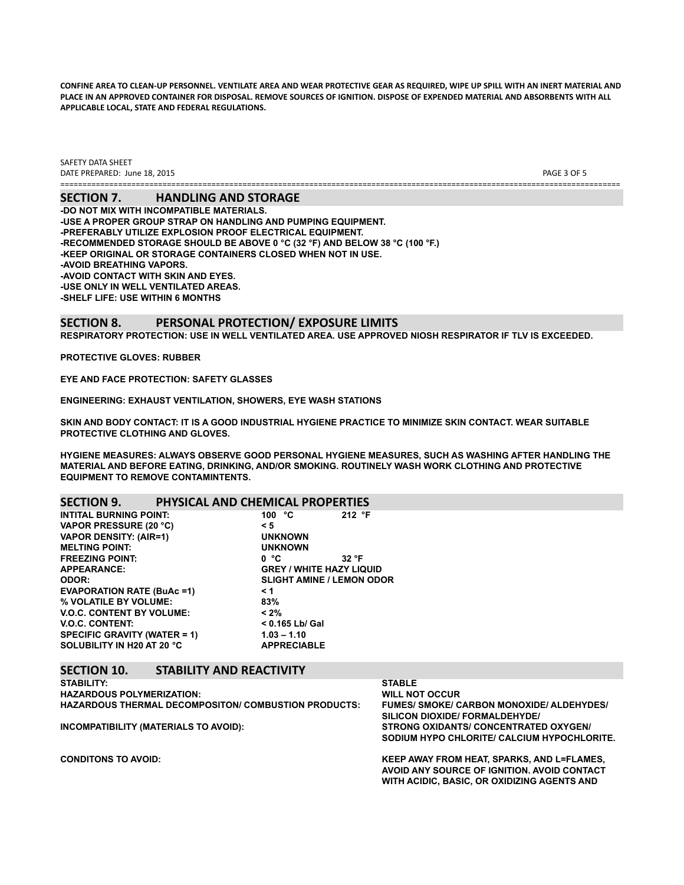CONFINE AREA TO CLEAN-UP PERSONNEL. VENTILATE AREA AND WEAR PROTECTIVE GEAR AS REQUIRED, WIPE UP SPILL WITH AN INERT MATERIAL AND PLACE IN AN APPROVED CONTAINER FOR DISPOSAL. REMOVE SOURCES OF IGNITION. DISPOSE OF EXPENDED MATERIAL AND ABSORBENTS WITH ALL APPLICABLE LOCAL, STATE AND FEDERAL REGULATIONS.

SAFETY DATA SHEET
DATE PREPARED: June 18, 2015

## SECTION 7. HANDLING AND STORAGE

-DO NOT MIX WITH INCOMPATIBLE MATERIALS.
-USE A PROPER GROUP STRAP ON HANDLING AND PUMPING EQUIPMENT.
-PREFERABLY UTILIZE EXPLOSION PROOF ELECTRICAL EQUIPMENT.
-RECOMMENDED STORAGE SHOULD BE ABOVE 0 °C (32 °F) AND BELOW 38 °C (100 °F.)
-KEEP ORIGINAL OR STORAGE CONTAINERS CLOSED WHEN NOT IN USE.
-AVOID BREATHING VAPORS.
-AVOID CONTACT WITH SKIN AND EYES.
-USE ONLY IN WELL VENTILATED AREAS.
-SHELF LIFE: USE WITHIN 6 MONTHS

## SECTION 8. PERSONAL PROTECTION/ EXPOSURE LIMITS

RESPIRATORY PROTECTION: USE IN WELL VENTILATED AREA. USE APPROVED NIOSH RESPIRATOR IF TLV IS EXCEEDED.

PROTECTIVE GLOVES: RUBBER

EYE AND FACE PROTECTION: SAFETY GLASSES

ENGINEERING: EXHAUST VENTILATION, SHOWERS, EYE WASH STATIONS

SKIN AND BODY CONTACT: IT IS A GOOD INDUSTRIAL HYGIENE PRACTICE TO MINIMIZE SKIN CONTACT. WEAR SUITABLE PROTECTIVE CLOTHING AND GLOVES.

HYGIENE MEASURES: ALWAYS OBSERVE GOOD PERSONAL HYGIENE MEASURES, SUCH AS WASHING AFTER HANDLING THE MATERIAL AND BEFORE EATING, DRINKING, AND/OR SMOKING. ROUTINELY WASH WORK CLOTHING AND PROTECTIVE EQUIPMENT TO REMOVE CONTAMINTENTS.

## SECTION 9. PHYSICAL AND CHEMICAL PROPERTIES

| | | |
|---|---|---|
| INTITAL BURNING POINT: | 100 °C | 212 °F |
| VAPOR PRESSURE (20 °C) | < 5 | |
| VAPOR DENSITY: (AIR=1) | UNKNOWN | |
| MELTING POINT: | UNKNOWN | |
| FREEZING POINT: | 0 °C | 32 °F |
| APPEARANCE: | GREY / WHITE HAZY LIQUID | |
| ODOR: | SLIGHT AMINE / LEMON ODOR | |
| EVAPORATION RATE (BuAc =1) | < 1 | |
| % VOLATILE BY VOLUME: | 83% | |
| V.O.C. CONTENT BY VOLUME: | < 2% | |
| V.O.C. CONTENT: | < 0.165 Lb/ Gal | |
| SPECIFIC GRAVITY (WATER = 1) | 1.03 – 1.10 | |
| SOLUBILITY IN H20 AT 20 °C | APPRECIABLE | |

## SECTION 10. STABILITY AND REACTIVITY

| | |
|---|---|
| STABILITY: | STABLE |
| HAZARDOUS POLYMERIZATION: | WILL NOT OCCUR |
| HAZARDOUS THERMAL DECOMPOSITON/ COMBUSTION PRODUCTS: | FUMES/ SMOKE/ CARBON MONOXIDE/ ALDEHYDES/ SILICON DIOXIDE/ FORMALDEHYDE/ |
| INCOMPATIBILITY (MATERIALS TO AVOID): | STRONG OXIDANTS/ CONCENTRATED OXYGEN/ SODIUM HYPO CHLORITE/ CALCIUM HYPOCHLORITE. |
| CONDITONS TO AVOID: | KEEP AWAY FROM HEAT, SPARKS, AND L=FLAMES, AVOID ANY SOURCE OF IGNITION. AVOID CONTACT WITH ACIDIC, BASIC, OR OXIDIZING AGENTS AND |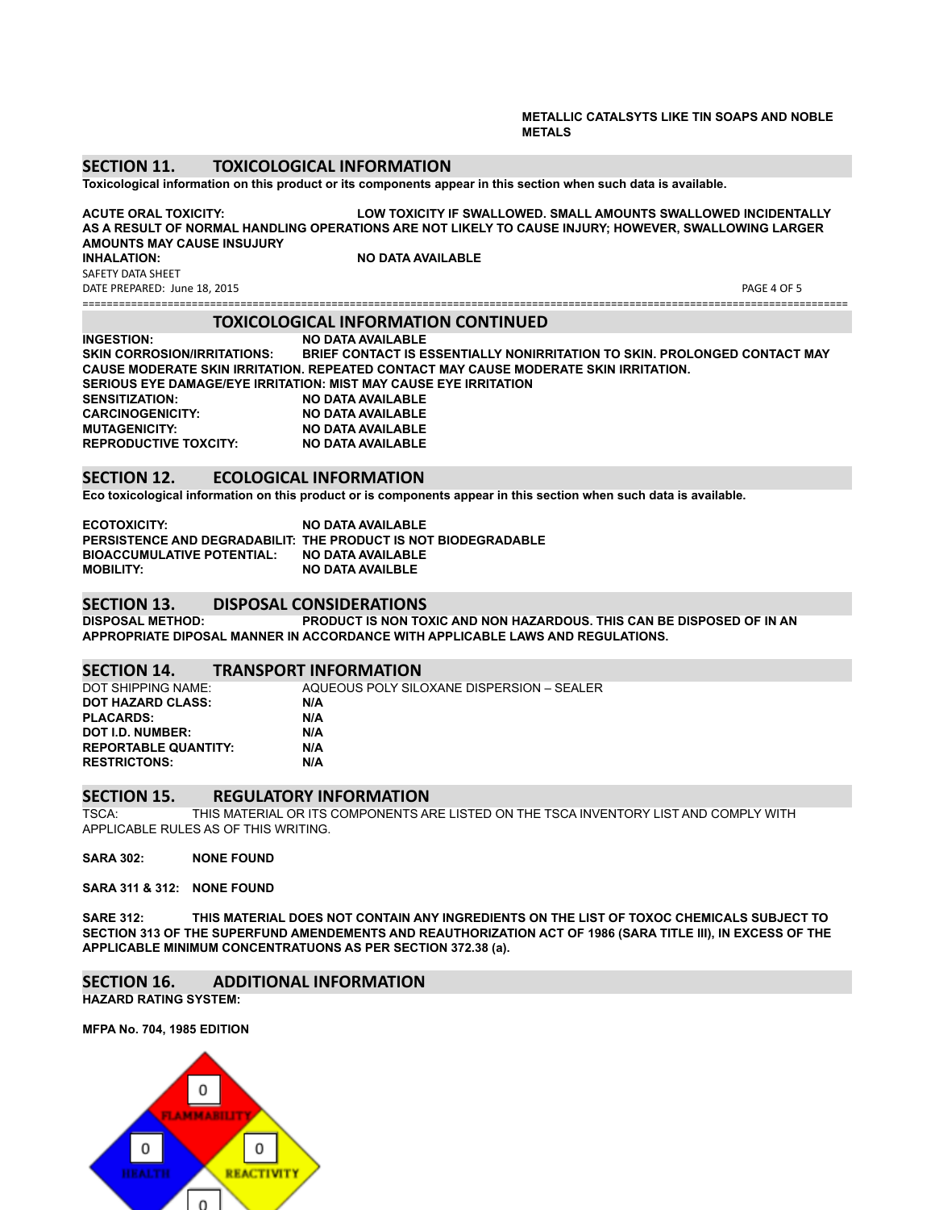METALLIC CATALSYTS LIKE TIN SOAPS AND NOBLE METALS

## SECTION 11. TOXICOLOGICAL INFORMATION

**Toxicological information on this product or its components appear in this section when such data is available.**

**ACUTE ORAL TOXICITY:** LOW TOXICITY IF SWALLOWED. SMALL AMOUNTS SWALLOWED INCIDENTALLY AS A RESULT OF NORMAL HANDLING OPERATIONS ARE NOT LIKELY TO CAUSE INJURY; HOWEVER, SWALLOWING LARGER AMOUNTS MAY CAUSE INSUJURY

**INHALATION:** NO DATA AVAILABLE

## TOXICOLOGICAL INFORMATION CONTINUED

**INGESTION:** NO DATA AVAILABLE

**SKIN CORROSION/IRRITATIONS:** BRIEF CONTACT IS ESSENTIALLY NONIRRITATION TO SKIN. PROLONGED CONTACT MAY CAUSE MODERATE SKIN IRRITATION. REPEATED CONTACT MAY CAUSE MODERATE SKIN IRRITATION.

**SERIOUS EYE DAMAGE/EYE IRRITATION:** MIST MAY CAUSE EYE IRRITATION

**SENSITIZATION:** NO DATA AVAILABLE

**CARCINOGENICITY:** NO DATA AVAILABLE

**MUTAGENICITY:** NO DATA AVAILABLE

**REPRODUCTIVE TOXCITY:** NO DATA AVAILABLE

## SECTION 12. ECOLOGICAL INFORMATION

**Eco toxicological information on this product or is components appear in this section when such data is available.**

**ECOTOXICITY:** NO DATA AVAILABLE

**PERSISTENCE AND DEGRADABILIT:** THE PRODUCT IS NOT BIODEGRADABLE

**BIOACCUMULATIVE POTENTIAL:** NO DATA AVAILABLE

**MOBILITY:** NO DATA AVAILBLE

## SECTION 13. DISPOSAL CONSIDERATIONS

**DISPOSAL METHOD:** PRODUCT IS NON TOXIC AND NON HAZARDOUS. THIS CAN BE DISPOSED OF IN AN APPROPRIATE DIPOSAL MANNER IN ACCORDANCE WITH APPLICABLE LAWS AND REGULATIONS.

## SECTION 14. TRANSPORT INFORMATION

| | |
|---|---|
| DOT SHIPPING NAME: | AQUEOUS POLY SILOXANE DISPERSION – SEALER |
| **DOT HAZARD CLASS:** | **N/A** |
| **PLACARDS:** | **N/A** |
| **DOT I.D. NUMBER:** | **N/A** |
| **REPORTABLE QUANTITY:** | **N/A** |
| **RESTRICTONS:** | **N/A** |

## SECTION 15. REGULATORY INFORMATION

TSCA: THIS MATERIAL OR ITS COMPONENTS ARE LISTED ON THE TSCA INVENTORY LIST AND COMPLY WITH APPLICABLE RULES AS OF THIS WRITING.

**SARA 302:** NONE FOUND

**SARA 311 & 312:** NONE FOUND

**SARE 312:** THIS MATERIAL DOES NOT CONTAIN ANY INGREDIENTS ON THE LIST OF TOXOC CHEMICALS SUBJECT TO SECTION 313 OF THE SUPERFUND AMENDEMENTS AND REAUTHORIZATION ACT OF 1986 (SARA TITLE III), IN EXCESS OF THE APPLICABLE MINIMUM CONCENTRATUONS AS PER SECTION 372.38 (a).

## SECTION 16. ADDITIONAL INFORMATION

**HAZARD RATING SYSTEM:**

**MFPA No. 704, 1985 EDITION**

FLAMMABILITY: 0
HEALTH: 0
REACTIVITY: 0
0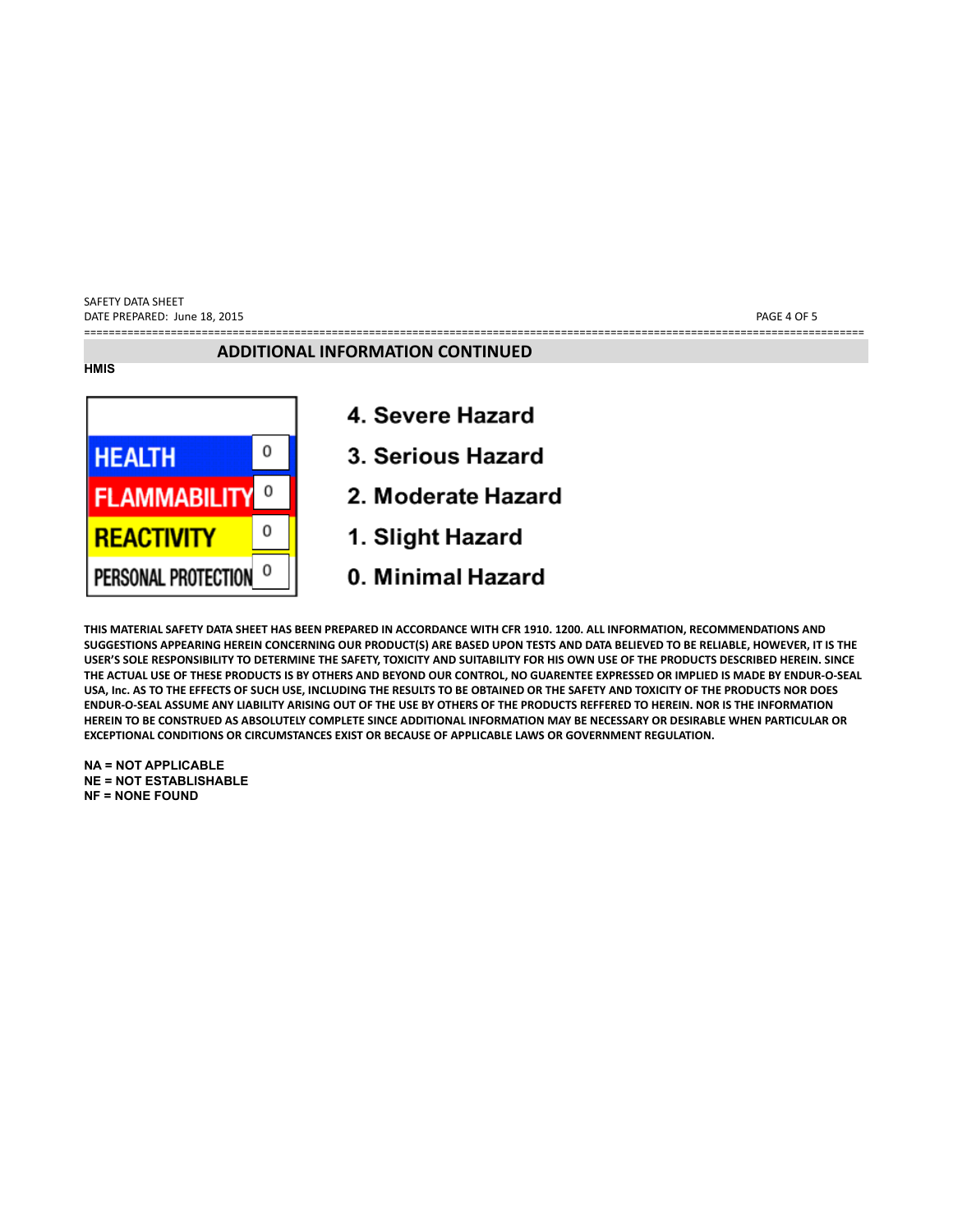## ADDITIONAL INFORMATION CONTINUED

**HMIS**

| | |
|---|---|
| HEALTH | 0 |
| FLAMMABILITY | 0 |
| REACTIVITY | 0 |
| PERSONAL PROTECTION | 0 |

4. Severe Hazard
3. Serious Hazard
2. Moderate Hazard
1. Slight Hazard
0. Minimal Hazard

**THIS MATERIAL SAFETY DATA SHEET HAS BEEN PREPARED IN ACCORDANCE WITH CFR 1910. 1200. ALL INFORMATION, RECOMMENDATIONS AND SUGGESTIONS APPEARING HEREIN CONCERNING OUR PRODUCT(S) ARE BASED UPON TESTS AND DATA BELIEVED TO BE RELIABLE, HOWEVER, IT IS THE USER'S SOLE RESPONSIBILITY TO DETERMINE THE SAFETY, TOXICITY AND SUITABILITY FOR HIS OWN USE OF THE PRODUCTS DESCRIBED HEREIN. SINCE THE ACTUAL USE OF THESE PRODUCTS IS BY OTHERS AND BEYOND OUR CONTROL, NO GUARENTEE EXPRESSED OR IMPLIED IS MADE BY ENDUR-O-SEAL USA, Inc. AS TO THE EFFECTS OF SUCH USE, INCLUDING THE RESULTS TO BE OBTAINED OR THE SAFETY AND TOXICITY OF THE PRODUCTS NOR DOES ENDUR-O-SEAL ASSUME ANY LIABILITY ARISING OUT OF THE USE BY OTHERS OF THE PRODUCTS REFFERED TO HEREIN. NOR IS THE INFORMATION HEREIN TO BE CONSTRUED AS ABSOLUTELY COMPLETE SINCE ADDITIONAL INFORMATION MAY BE NECESSARY OR DESIRABLE WHEN PARTICULAR OR EXCEPTIONAL CONDITIONS OR CIRCUMSTANCES EXIST OR BECAUSE OF APPLICABLE LAWS OR GOVERNMENT REGULATION.**

**NA = NOT APPLICABLE**
**NE = NOT ESTABLISHABLE**
**NF = NONE FOUND**